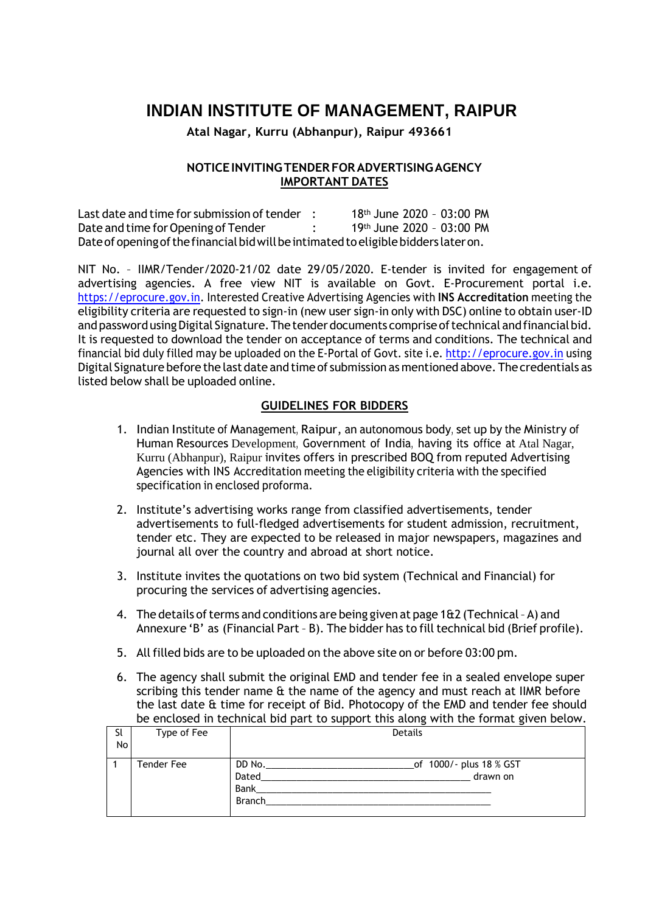# INDIAN INSTITUTE OF MANAGEMENT, RAIPUR

**Atal Nagar, Kurru (Abhanpur), Raipur 493661**

**NOTICE INVITING TENDER FOR ADVERTISING AGENCY**

**IMPORTANT DATES**

Last date and time for submission of tender : 18th June 2020 – 03:00 PM
Date and time for Opening of Tender : 19th June 2020 – 03:00 PM
Date of opening of the financial bid will be intimated to eligible bidders later on.

NIT No. – IIMR/Tender/2020-21/02 date 29/05/2020. E-tender is invited for engagement of advertising agencies. A free view NIT is available on Govt. E-Procurement portal i.e. https://eprocure.gov.in. Interested Creative Advertising Agencies with **INS Accreditation** meeting the eligibility criteria are requested to sign-in (new user sign-in only with DSC) online to obtain user-ID and password using Digital Signature. The tender documents comprise of technical and financial bid. It is requested to download the tender on acceptance of terms and conditions. The technical and financial bid duly filled may be uploaded on the E-Portal of Govt. site i.e. http://eprocure.gov.in using Digital Signature before the last date and time of submission as mentioned above. The credentials as listed below shall be uploaded online.

## GUIDELINES FOR BIDDERS

1. Indian Institute of Management, Raipur, an autonomous body, set up by the Ministry of Human Resources Development, Government of India, having its office at Atal Nagar, Kurru (Abhanpur), Raipur invites offers in prescribed BOQ from reputed Advertising Agencies with INS Accreditation meeting the eligibility criteria with the specified specification in enclosed proforma.

2. Institute's advertising works range from classified advertisements, tender advertisements to full-fledged advertisements for student admission, recruitment, tender etc. They are expected to be released in major newspapers, magazines and journal all over the country and abroad at short notice.

3. Institute invites the quotations on two bid system (Technical and Financial) for procuring the services of advertising agencies.

4. The details of terms and conditions are being given at page 1&2 (Technical – A) and Annexure 'B' as (Financial Part – B). The bidder has to fill technical bid (Brief profile).

5. All filled bids are to be uploaded on the above site on or before 03:00 pm.

6. The agency shall submit the original EMD and tender fee in a sealed envelope super scribing this tender name & the name of the agency and must reach at IIMR before the last date & time for receipt of Bid. Photocopy of the EMD and tender fee should be enclosed in technical bid part to support this along with the format given below.

| Sl No | Type of Fee | Details |
|---|---|---|
| 1 | Tender Fee | DD No.\_\_\_\_\_\_\_\_\_\_\_\_\_\_\_\_\_\_\_\_\_\_of 1000/- plus 18 % GST<br>Dated\_\_\_\_\_\_\_\_\_\_\_\_\_\_\_\_\_\_\_\_\_\_\_\_\_\_\_\_\_\_ drawn on<br>Bank\_\_\_\_\_\_\_\_\_\_\_\_\_\_\_\_\_\_\_\_\_\_\_\_\_\_\_\_\_\_\_\_\_\_<br>Branch\_\_\_\_\_\_\_\_\_\_\_\_\_\_\_\_\_\_\_\_\_\_\_\_\_\_\_\_\_\_\_\_ |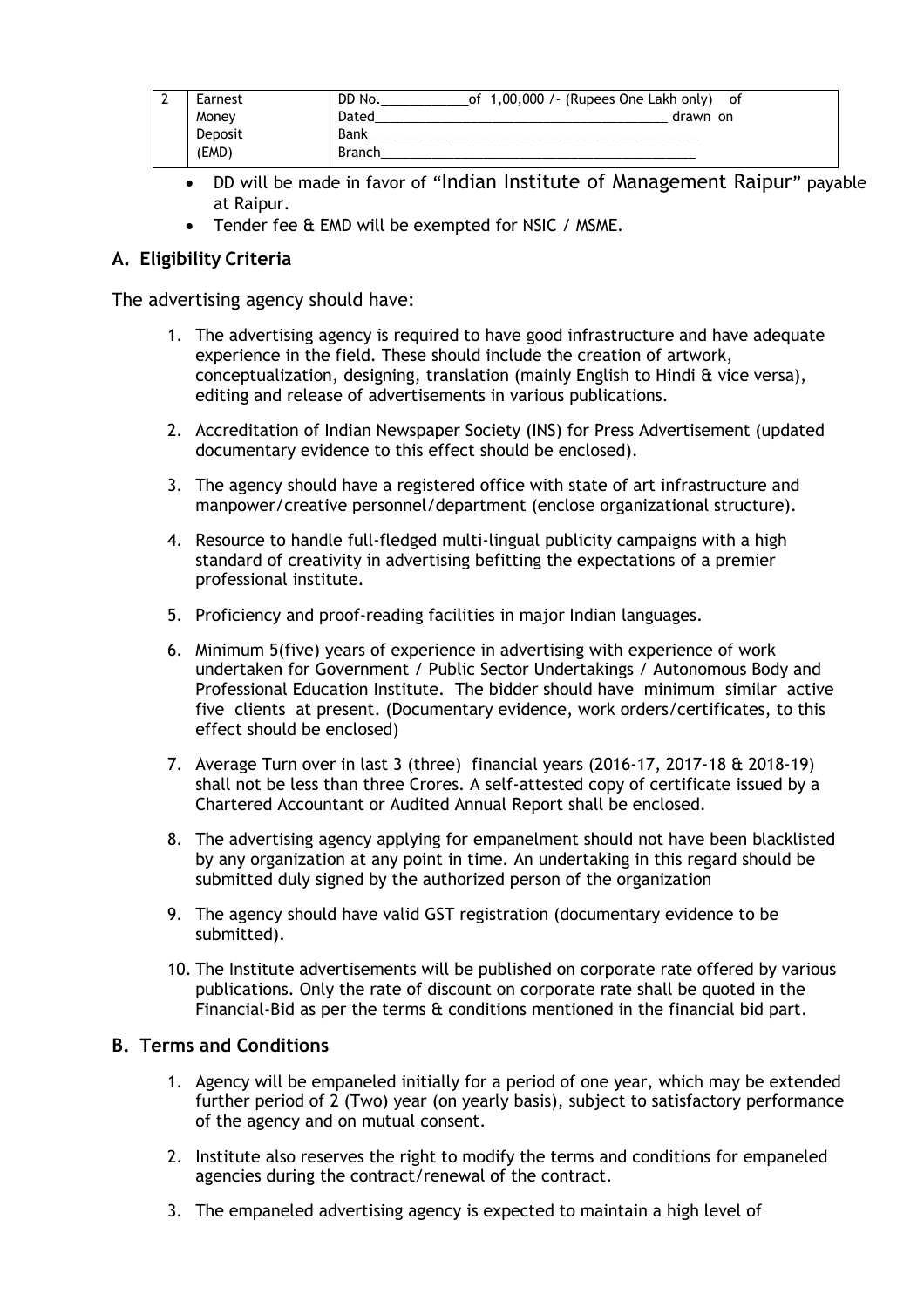| 2 | Earnest Money Deposit (EMD) | DD No.____________of 1,00,000 /- (Rupees One Lakh only) of Dated___________________________________________ drawn on Bank_______________________________________________ Branch_____________________________________________ |
|---|---|---|

- DD will be made in favor of "Indian Institute of Management Raipur" payable at Raipur.
- Tender fee & EMD will be exempted for NSIC / MSME.

## A. Eligibility Criteria

The advertising agency should have:

1. The advertising agency is required to have good infrastructure and have adequate experience in the field. These should include the creation of artwork, conceptualization, designing, translation (mainly English to Hindi & vice versa), editing and release of advertisements in various publications.
2. Accreditation of Indian Newspaper Society (INS) for Press Advertisement (updated documentary evidence to this effect should be enclosed).
3. The agency should have a registered office with state of art infrastructure and manpower/creative personnel/department (enclose organizational structure).
4. Resource to handle full-fledged multi-lingual publicity campaigns with a high standard of creativity in advertising befitting the expectations of a premier professional institute.
5. Proficiency and proof-reading facilities in major Indian languages.
6. Minimum 5(five) years of experience in advertising with experience of work undertaken for Government / Public Sector Undertakings / Autonomous Body and Professional Education Institute. The bidder should have minimum similar active five clients at present. (Documentary evidence, work orders/certificates, to this effect should be enclosed)
7. Average Turn over in last 3 (three) financial years (2016-17, 2017-18 & 2018-19) shall not be less than three Crores. A self-attested copy of certificate issued by a Chartered Accountant or Audited Annual Report shall be enclosed.
8. The advertising agency applying for empanelment should not have been blacklisted by any organization at any point in time. An undertaking in this regard should be submitted duly signed by the authorized person of the organization
9. The agency should have valid GST registration (documentary evidence to be submitted).
10. The Institute advertisements will be published on corporate rate offered by various publications. Only the rate of discount on corporate rate shall be quoted in the Financial-Bid as per the terms & conditions mentioned in the financial bid part.

## B. Terms and Conditions

1. Agency will be empaneled initially for a period of one year, which may be extended further period of 2 (Two) year (on yearly basis), subject to satisfactory performance of the agency and on mutual consent.
2. Institute also reserves the right to modify the terms and conditions for empaneled agencies during the contract/renewal of the contract.
3. The empaneled advertising agency is expected to maintain a high level of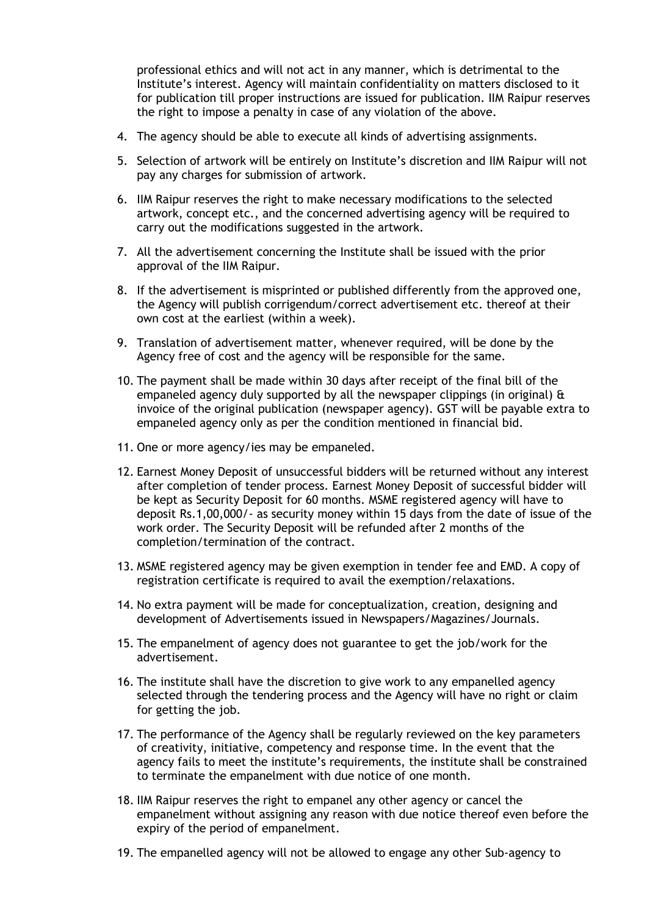professional ethics and will not act in any manner, which is detrimental to the Institute's interest. Agency will maintain confidentiality on matters disclosed to it for publication till proper instructions are issued for publication. IIM Raipur reserves the right to impose a penalty in case of any violation of the above.

4. The agency should be able to execute all kinds of advertising assignments.
5. Selection of artwork will be entirely on Institute's discretion and IIM Raipur will not pay any charges for submission of artwork.
6. IIM Raipur reserves the right to make necessary modifications to the selected artwork, concept etc., and the concerned advertising agency will be required to carry out the modifications suggested in the artwork.
7. All the advertisement concerning the Institute shall be issued with the prior approval of the IIM Raipur.
8. If the advertisement is misprinted or published differently from the approved one, the Agency will publish corrigendum/correct advertisement etc. thereof at their own cost at the earliest (within a week).
9. Translation of advertisement matter, whenever required, will be done by the Agency free of cost and the agency will be responsible for the same.
10. The payment shall be made within 30 days after receipt of the final bill of the empaneled agency duly supported by all the newspaper clippings (in original) & invoice of the original publication (newspaper agency). GST will be payable extra to empaneled agency only as per the condition mentioned in financial bid.
11. One or more agency/ies may be empaneled.
12. Earnest Money Deposit of unsuccessful bidders will be returned without any interest after completion of tender process. Earnest Money Deposit of successful bidder will be kept as Security Deposit for 60 months. MSME registered agency will have to deposit Rs.1,00,000/- as security money within 15 days from the date of issue of the work order. The Security Deposit will be refunded after 2 months of the completion/termination of the contract.
13. MSME registered agency may be given exemption in tender fee and EMD. A copy of registration certificate is required to avail the exemption/relaxations.
14. No extra payment will be made for conceptualization, creation, designing and development of Advertisements issued in Newspapers/Magazines/Journals.
15. The empanelment of agency does not guarantee to get the job/work for the advertisement.
16. The institute shall have the discretion to give work to any empanelled agency selected through the tendering process and the Agency will have no right or claim for getting the job.
17. The performance of the Agency shall be regularly reviewed on the key parameters of creativity, initiative, competency and response time. In the event that the agency fails to meet the institute's requirements, the institute shall be constrained to terminate the empanelment with due notice of one month.
18. IIM Raipur reserves the right to empanel any other agency or cancel the empanelment without assigning any reason with due notice thereof even before the expiry of the period of empanelment.
19. The empanelled agency will not be allowed to engage any other Sub-agency to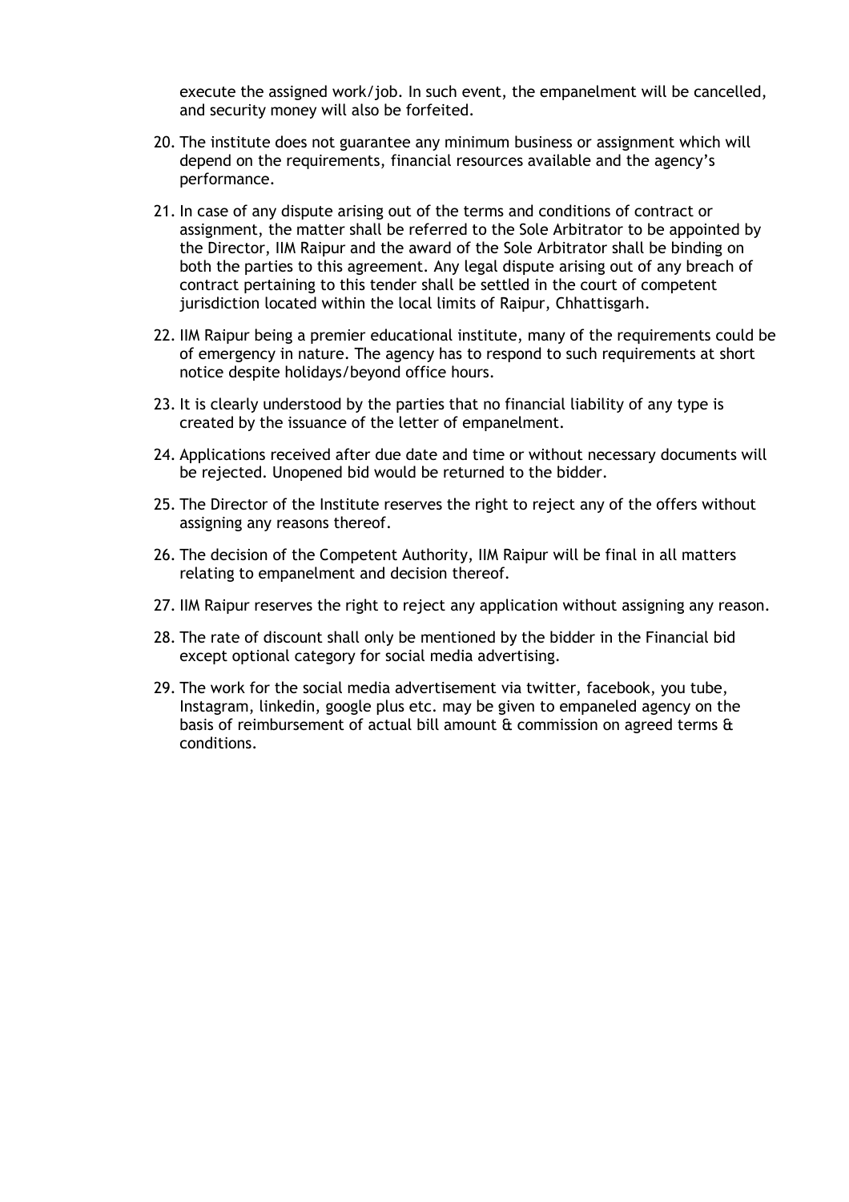execute the assigned work/job. In such event, the empanelment will be cancelled, and security money will also be forfeited.

20. The institute does not guarantee any minimum business or assignment which will depend on the requirements, financial resources available and the agency's performance.
21. In case of any dispute arising out of the terms and conditions of contract or assignment, the matter shall be referred to the Sole Arbitrator to be appointed by the Director, IIM Raipur and the award of the Sole Arbitrator shall be binding on both the parties to this agreement. Any legal dispute arising out of any breach of contract pertaining to this tender shall be settled in the court of competent jurisdiction located within the local limits of Raipur, Chhattisgarh.
22. IIM Raipur being a premier educational institute, many of the requirements could be of emergency in nature. The agency has to respond to such requirements at short notice despite holidays/beyond office hours.
23. It is clearly understood by the parties that no financial liability of any type is created by the issuance of the letter of empanelment.
24. Applications received after due date and time or without necessary documents will be rejected. Unopened bid would be returned to the bidder.
25. The Director of the Institute reserves the right to reject any of the offers without assigning any reasons thereof.
26. The decision of the Competent Authority, IIM Raipur will be final in all matters relating to empanelment and decision thereof.
27. IIM Raipur reserves the right to reject any application without assigning any reason.
28. The rate of discount shall only be mentioned by the bidder in the Financial bid except optional category for social media advertising.
29. The work for the social media advertisement via twitter, facebook, you tube, Instagram, linkedin, google plus etc. may be given to empaneled agency on the basis of reimbursement of actual bill amount & commission on agreed terms & conditions.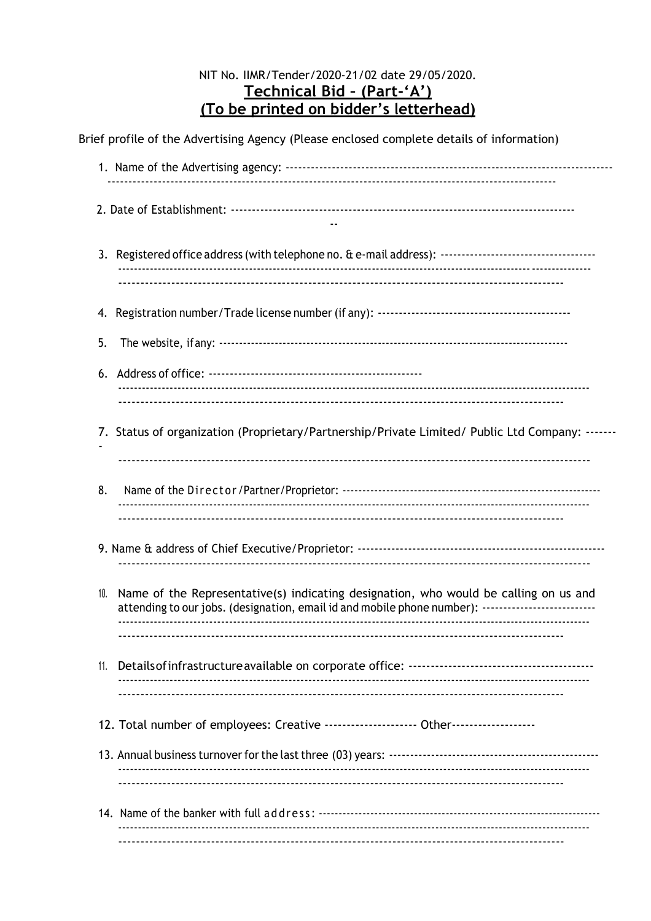NIT No. IIMR/Tender/2020-21/02 date 29/05/2020.

**Technical Bid – (Part-'A')**

**(To be printed on bidder's letterhead)**

Brief profile of the Advertising Agency (Please enclosed complete details of information)

1. Name of the Advertising agency: ----------------------------------------------------------------------------------------------------------------------------------------------------------------------------

2. Date of Establishment: --------------------------------------------------------------------------------

3. Registered office address (with telephone no. & e-mail address): ------------------------------------------------------------------------------------------------------------------------------------------------------------------------------------------------------------------------------------------

4. Registration number/Trade license number (if any): ------------------------------------------

5. The website, if any: --------------------------------------------------------------------------------

6. Address of office: ----------------------------------------------------------------------------------------------------------------------------------------------------------------------------------------------------------------------------------------------------------------

7. Status of organization (Proprietary/Partnership/Private Limited/ Public Ltd Company: --------------------------------------------------------------------------------------------------------------

8. Name of the Director/Partner/Proprietor: -------------------------------------------------------------------------------------------------------------------------------------------------------------------------------------------------------------------------------------------------

9. Name & address of Chief Executive/Proprietor: -------------------------------------------------------------------------------------------------------------------------------------------------

10. Name of the Representative(s) indicating designation, who would be calling on us and attending to our jobs. (designation, email id and mobile phone number): -----------------------------------------------------------------------------------------------------------------------------------------------------------------------------------------------------------------------

11. Details of infrastructure available on corporate office: ------------------------------------------------------------------------------------------------------------------------------------------------------------------------------------------------------------------------------------------

12. Total number of employees: Creative -------------------- Other------------------

13. Annual business turnover for the last three (03) years: ----------------------------------------------------------------------------------------------------------------------------------------------------------------------------------------------------------------------------------------

14. Name of the banker with full address: --------------------------------------------------------------------------------------------------------------------------------------------------------------------------------------------------------------------------------------------------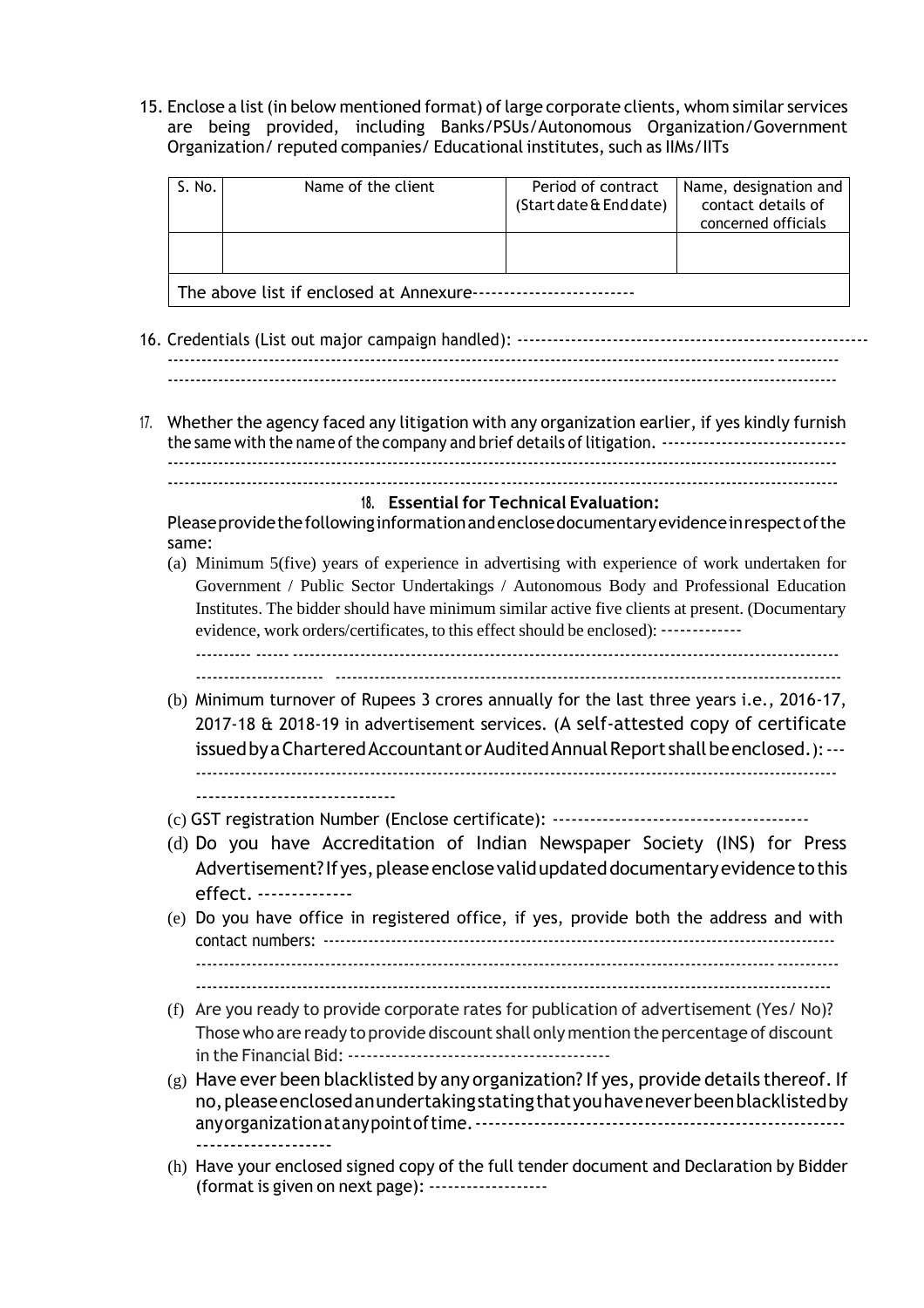15. Enclose a list (in below mentioned format) of large corporate clients, whom similar services are being provided, including Banks/PSUs/Autonomous Organization/Government Organization/ reputed companies/ Educational institutes, such as IIMs/IITs

| S. No. | Name of the client | Period of contract (Start date & End date) | Name, designation and contact details of concerned officials |
|---|---|---|---|
| | | | |
| The above list if enclosed at Annexure------------------------- | | | |

16. Credentials (List out major campaign handled): -------------------------------------------------------
------------------------------------------------------------------------------------------------------------------------
------------------------------------------------------------------------------------------------------------------------

17. Whether the agency faced any litigation with any organization earlier, if yes kindly furnish the same with the name of the company and brief details of litigation. -----------------------------
------------------------------------------------------------------------------------------------------------------------
------------------------------------------------------------------------------------------------------------------------

18. **Essential for Technical Evaluation:**

Please provide the following information and enclose documentary evidence in respect of the same:

(a) Minimum 5(five) years of experience in advertising with experience of work undertaken for Government / Public Sector Undertakings / Autonomous Body and Professional Education Institutes. The bidder should have minimum similar active five clients at present. (Documentary evidence, work orders/certificates, to this effect should be enclosed): -------------
---------- ------ ----------------------------------------------------------------------------------------------
---------------------- ---------------------------------------------------------------------------------------

(b) Minimum turnover of Rupees 3 crores annually for the last three years i.e., 2016-17, 2017-18 & 2018-19 in advertisement services. (A self-attested copy of certificate issued by a Chartered Accountant or Audited Annual Report shall be enclosed.): ---
------------------------------------------------------------------------------------------------------------------------
-------------------------------

(c) GST registration Number (Enclose certificate): ----------------------------------------

(d) Do you have Accreditation of Indian Newspaper Society (INS) for Press Advertisement? If yes, please enclose valid updated documentary evidence to this effect. --------------

(e) Do you have office in registered office, if yes, provide both the address and with contact numbers: ---------------------------------------------------------------------------------------
------------------------------------------------------------------------------------------------------------------------
------------------------------------------------------------------------------------------------------------------------

(f) Are you ready to provide corporate rates for publication of advertisement (Yes/ No)? Those who are ready to provide discount shall only mention the percentage of discount in the Financial Bid: ----------------------------------------

(g) Have ever been blacklisted by any organization? If yes, provide details thereof. If no, please enclosed an undertaking stating that you have never been blacklisted by any organization at any point of time. -------------------------------------------------------
--------------------

(h) Have your enclosed signed copy of the full tender document and Declaration by Bidder (format is given on next page): -------------------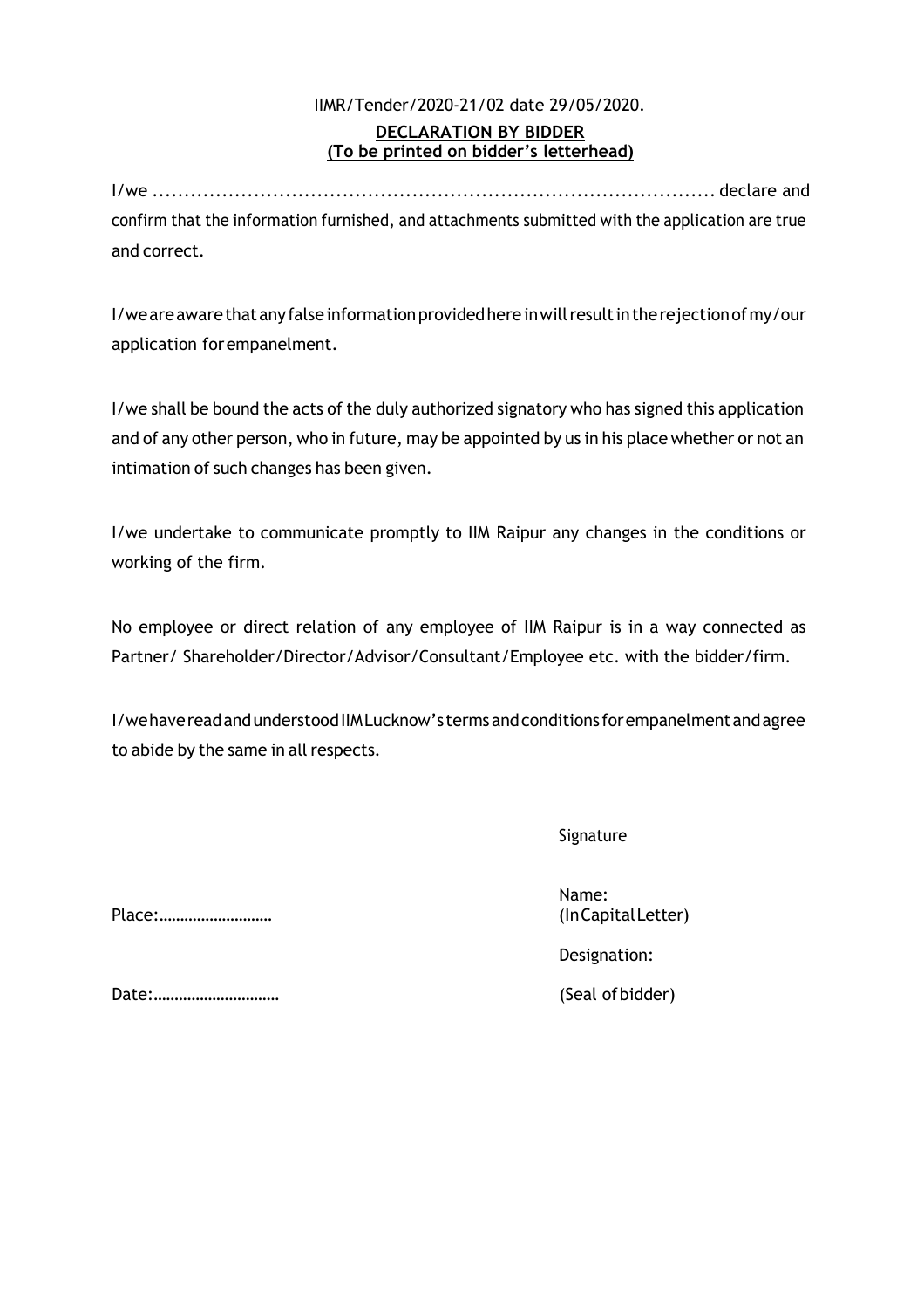IIMR/Tender/2020-21/02 date 29/05/2020.

**DECLARATION BY BIDDER**
**(To be printed on bidder's letterhead)**

I/we ........................................................................................ declare and confirm that the information furnished, and attachments submitted with the application are true and correct.

I/we are aware that any false information provided here in will result in the rejection of my/our application for empanelment.

I/we shall be bound the acts of the duly authorized signatory who has signed this application and of any other person, who in future, may be appointed by us in his place whether or not an intimation of such changes has been given.

I/we undertake to communicate promptly to IIM Raipur any changes in the conditions or working of the firm.

No employee or direct relation of any employee of IIM Raipur is in a way connected as Partner/ Shareholder/Director/Advisor/Consultant/Employee etc. with the bidder/firm.

I/we have read and understood IIM Lucknow's terms and conditions for empanelment and agree to abide by the same in all respects.

Signature

Place:………………………

Name:
(In Capital Letter)

Designation:

Date:…………………………

(Seal of bidder)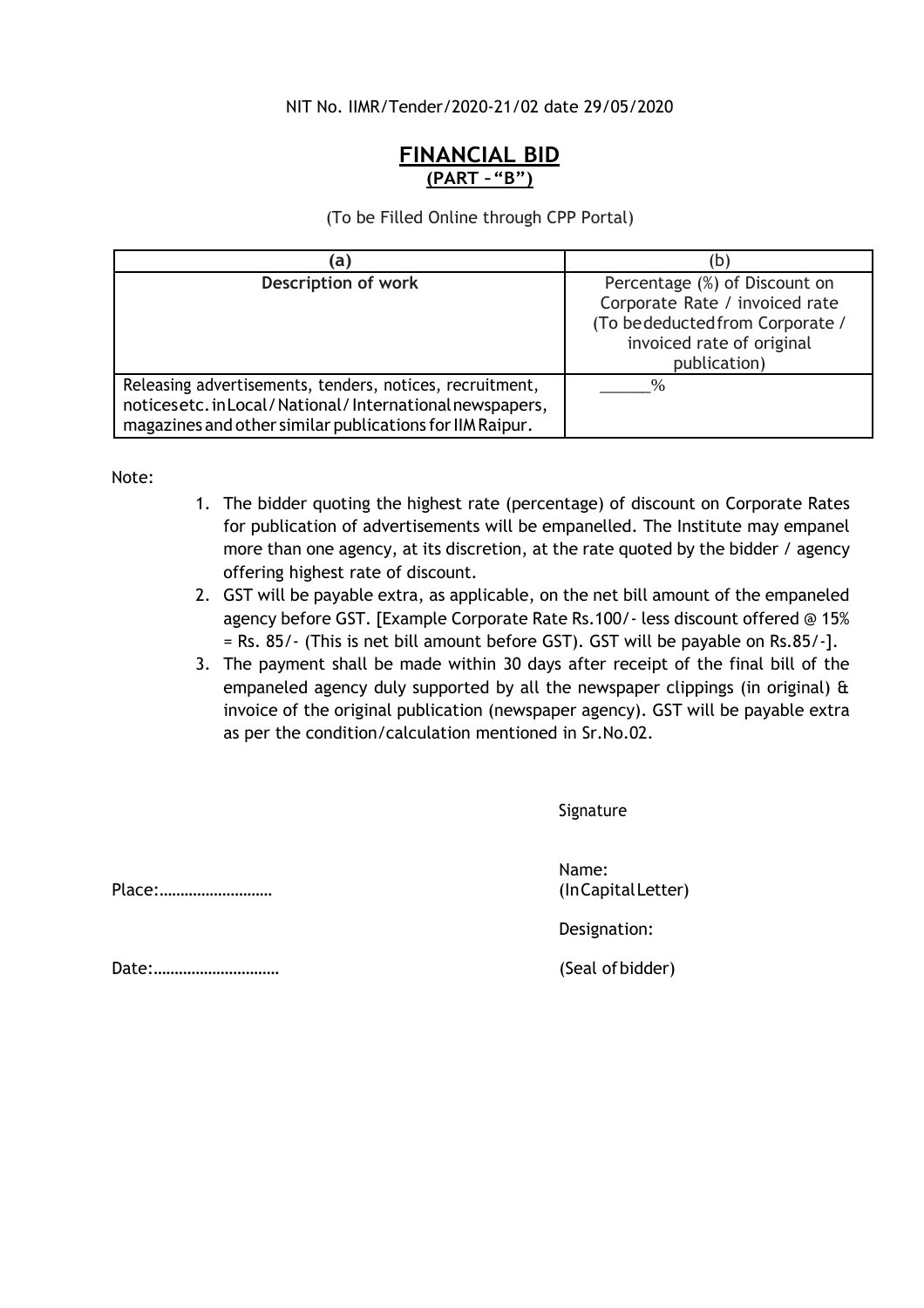NIT No. IIMR/Tender/2020-21/02 date 29/05/2020

# FINANCIAL BID
## (PART – "B")

(To be Filled Online through CPP Portal)

| (a) | (b) |
|---|---|
| **Description of work** | Percentage (%) of Discount on Corporate Rate / invoiced rate (To be deducted from Corporate / invoiced rate of original publication) |
| Releasing advertisements, tenders, notices, recruitment, notices etc. in Local/National/International newspapers, magazines and other similar publications for IIM Raipur. | ______% |

Note:

1. The bidder quoting the highest rate (percentage) of discount on Corporate Rates for publication of advertisements will be empanelled. The Institute may empanel more than one agency, at its discretion, at the rate quoted by the bidder / agency offering highest rate of discount.
2. GST will be payable extra, as applicable, on the net bill amount of the empaneled agency before GST. [Example Corporate Rate Rs.100/- less discount offered @ 15% = Rs. 85/- (This is net bill amount before GST). GST will be payable on Rs.85/-].
3. The payment shall be made within 30 days after receipt of the final bill of the empaneled agency duly supported by all the newspaper clippings (in original) & invoice of the original publication (newspaper agency). GST will be payable extra as per the condition/calculation mentioned in Sr.No.02.

Signature

Place:………………………

Name:
(In Capital Letter)

Designation:

Date:…………………………

(Seal of bidder)